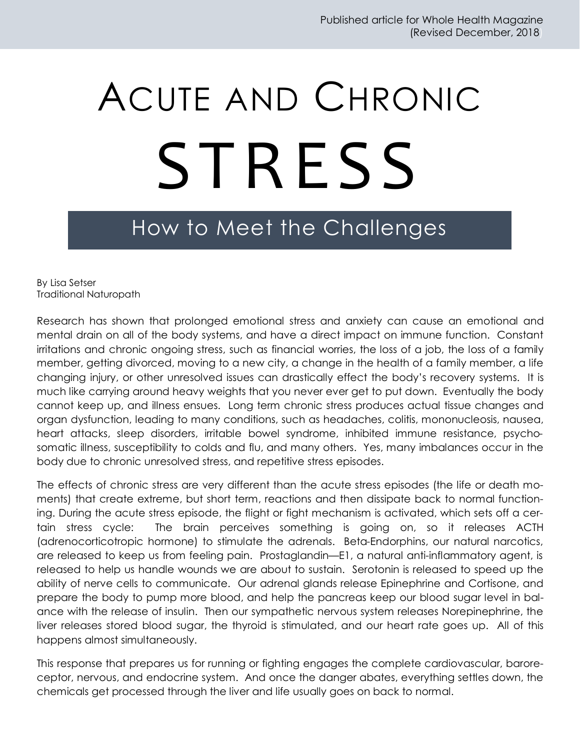Published article for Whole Health Magazine
(Revised December, 2018)

# Acute and Chronic STRESS

## How to Meet the Challenges

By Lisa Setser
Traditional Naturopath

Research has shown that prolonged emotional stress and anxiety can cause an emotional and mental drain on all of the body systems, and have a direct impact on immune function. Constant irritations and chronic ongoing stress, such as financial worries, the loss of a job, the loss of a family member, getting divorced, moving to a new city, a change in the health of a family member, a life changing injury, or other unresolved issues can drastically effect the body's recovery systems. It is much like carrying around heavy weights that you never ever get to put down. Eventually the body cannot keep up, and illness ensues. Long term chronic stress produces actual tissue changes and organ dysfunction, leading to many conditions, such as headaches, colitis, mononucleosis, nausea, heart attacks, sleep disorders, irritable bowel syndrome, inhibited immune resistance, psychosomatic illness, susceptibility to colds and flu, and many others. Yes, many imbalances occur in the body due to chronic unresolved stress, and repetitive stress episodes.

The effects of chronic stress are very different than the acute stress episodes (the life or death moments) that create extreme, but short term, reactions and then dissipate back to normal functioning. During the acute stress episode, the flight or fight mechanism is activated, which sets off a certain stress cycle: The brain perceives something is going on, so it releases ACTH (adrenocorticotropic hormone) to stimulate the adrenals. Beta-Endorphins, our natural narcotics, are released to keep us from feeling pain. Prostaglandin—E1, a natural anti-inflammatory agent, is released to help us handle wounds we are about to sustain. Serotonin is released to speed up the ability of nerve cells to communicate. Our adrenal glands release Epinephrine and Cortisone, and prepare the body to pump more blood, and help the pancreas keep our blood sugar level in balance with the release of insulin. Then our sympathetic nervous system releases Norepinephrine, the liver releases stored blood sugar, the thyroid is stimulated, and our heart rate goes up. All of this happens almost simultaneously.

This response that prepares us for running or fighting engages the complete cardiovascular, baroreceptor, nervous, and endocrine system. And once the danger abates, everything settles down, the chemicals get processed through the liver and life usually goes on back to normal.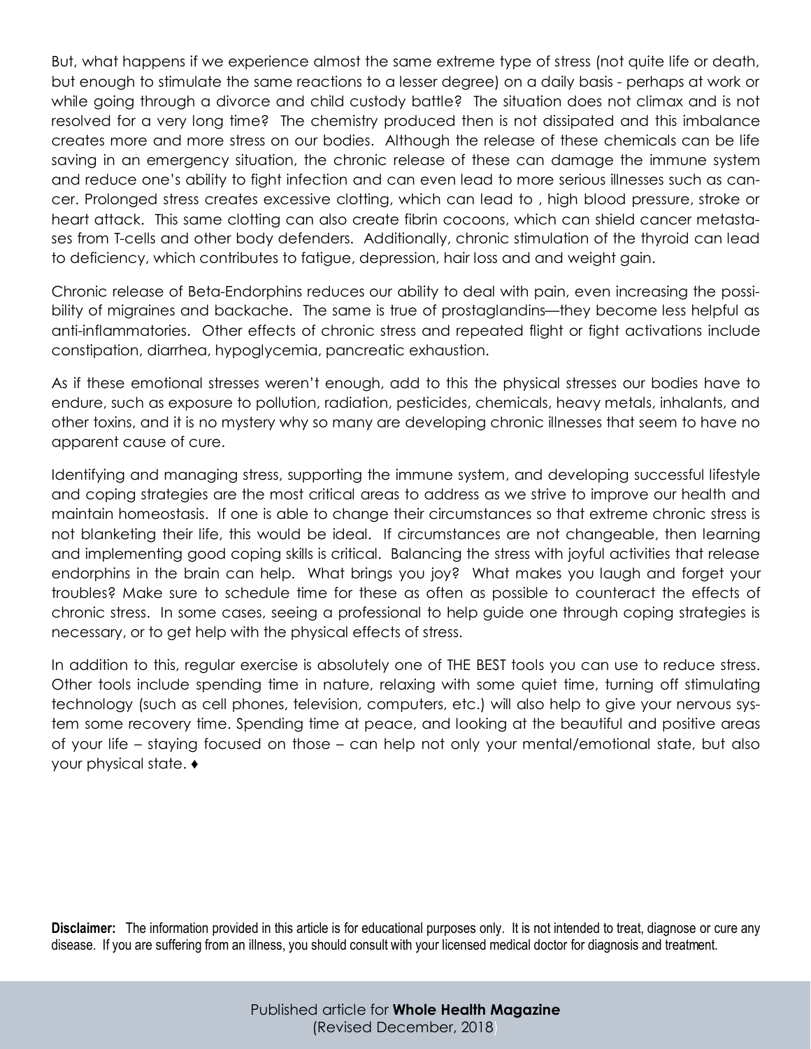But, what happens if we experience almost the same extreme type of stress (not quite life or death, but enough to stimulate the same reactions to a lesser degree) on a daily basis - perhaps at work or while going through a divorce and child custody battle? The situation does not climax and is not resolved for a very long time? The chemistry produced then is not dissipated and this imbalance creates more and more stress on our bodies. Although the release of these chemicals can be life saving in an emergency situation, the chronic release of these can damage the immune system and reduce one's ability to fight infection and can even lead to more serious illnesses such as cancer. Prolonged stress creates excessive clotting, which can lead to , high blood pressure, stroke or heart attack. This same clotting can also create fibrin cocoons, which can shield cancer metastases from T-cells and other body defenders. Additionally, chronic stimulation of the thyroid can lead to deficiency, which contributes to fatigue, depression, hair loss and and weight gain.

Chronic release of Beta-Endorphins reduces our ability to deal with pain, even increasing the possibility of migraines and backache. The same is true of prostaglandins—they become less helpful as anti-inflammatories. Other effects of chronic stress and repeated flight or fight activations include constipation, diarrhea, hypoglycemia, pancreatic exhaustion.

As if these emotional stresses weren't enough, add to this the physical stresses our bodies have to endure, such as exposure to pollution, radiation, pesticides, chemicals, heavy metals, inhalants, and other toxins, and it is no mystery why so many are developing chronic illnesses that seem to have no apparent cause of cure.

Identifying and managing stress, supporting the immune system, and developing successful lifestyle and coping strategies are the most critical areas to address as we strive to improve our health and maintain homeostasis. If one is able to change their circumstances so that extreme chronic stress is not blanketing their life, this would be ideal. If circumstances are not changeable, then learning and implementing good coping skills is critical. Balancing the stress with joyful activities that release endorphins in the brain can help. What brings you joy? What makes you laugh and forget your troubles? Make sure to schedule time for these as often as possible to counteract the effects of chronic stress. In some cases, seeing a professional to help guide one through coping strategies is necessary, or to get help with the physical effects of stress.

In addition to this, regular exercise is absolutely one of THE BEST tools you can use to reduce stress. Other tools include spending time in nature, relaxing with some quiet time, turning off stimulating technology (such as cell phones, television, computers, etc.) will also help to give your nervous system some recovery time. Spending time at peace, and looking at the beautiful and positive areas of your life – staying focused on those – can help not only your mental/emotional state, but also your physical state. ♦

**Disclaimer:** The information provided in this article is for educational purposes only. It is not intended to treat, diagnose or cure any disease. If you are suffering from an illness, you should consult with your licensed medical doctor for diagnosis and treatment.

Published article for **Whole Health Magazine**
(Revised December, 2018)